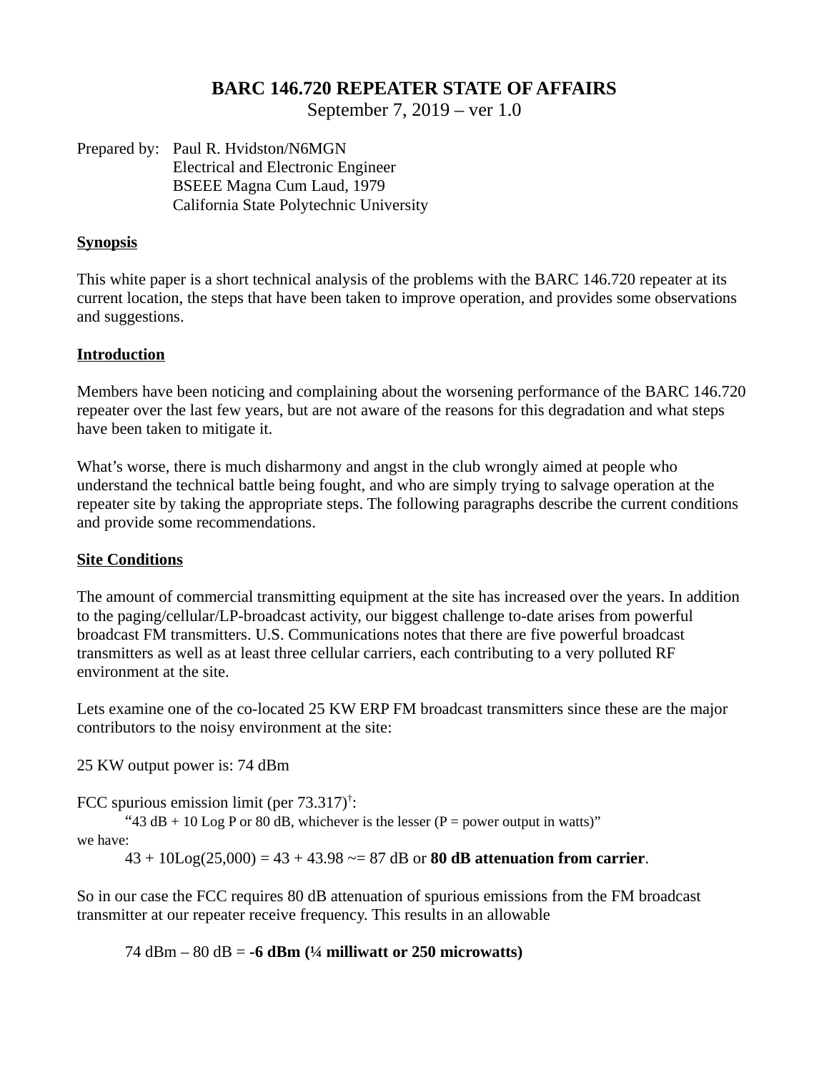# BARC 146.720 REPEATER STATE OF AFFAIRS

September 7, 2019 – ver 1.0

Prepared by: Paul R. Hvidston/N6MGN
Electrical and Electronic Engineer
BSEEE Magna Cum Laud, 1979
California State Polytechnic University

## Synopsis

This white paper is a short technical analysis of the problems with the BARC 146.720 repeater at its current location, the steps that have been taken to improve operation, and provides some observations and suggestions.

## Introduction

Members have been noticing and complaining about the worsening performance of the BARC 146.720 repeater over the last few years, but are not aware of the reasons for this degradation and what steps have been taken to mitigate it.

What's worse, there is much disharmony and angst in the club wrongly aimed at people who understand the technical battle being fought, and who are simply trying to salvage operation at the repeater site by taking the appropriate steps. The following paragraphs describe the current conditions and provide some recommendations.

## Site Conditions

The amount of commercial transmitting equipment at the site has increased over the years. In addition to the paging/cellular/LP-broadcast activity, our biggest challenge to-date arises from powerful broadcast FM transmitters. U.S. Communications notes that there are five powerful broadcast transmitters as well as at least three cellular carriers, each contributing to a very polluted RF environment at the site.

Lets examine one of the co-located 25 KW ERP FM broadcast transmitters since these are the major contributors to the noisy environment at the site:

25 KW output power is: 74 dBm

FCC spurious emission limit (per 73.317)[†]:

"43 dB + 10 Log P or 80 dB, whichever is the lesser (P = power output in watts)"

we have:

43 + 10Log(25,000) = 43 + 43.98 ~= 87 dB or **80 dB attenuation from carrier**.

So in our case the FCC requires 80 dB attenuation of spurious emissions from the FM broadcast transmitter at our repeater receive frequency. This results in an allowable

74 dBm – 80 dB = **-6 dBm (¼ milliwatt or 250 microwatts)**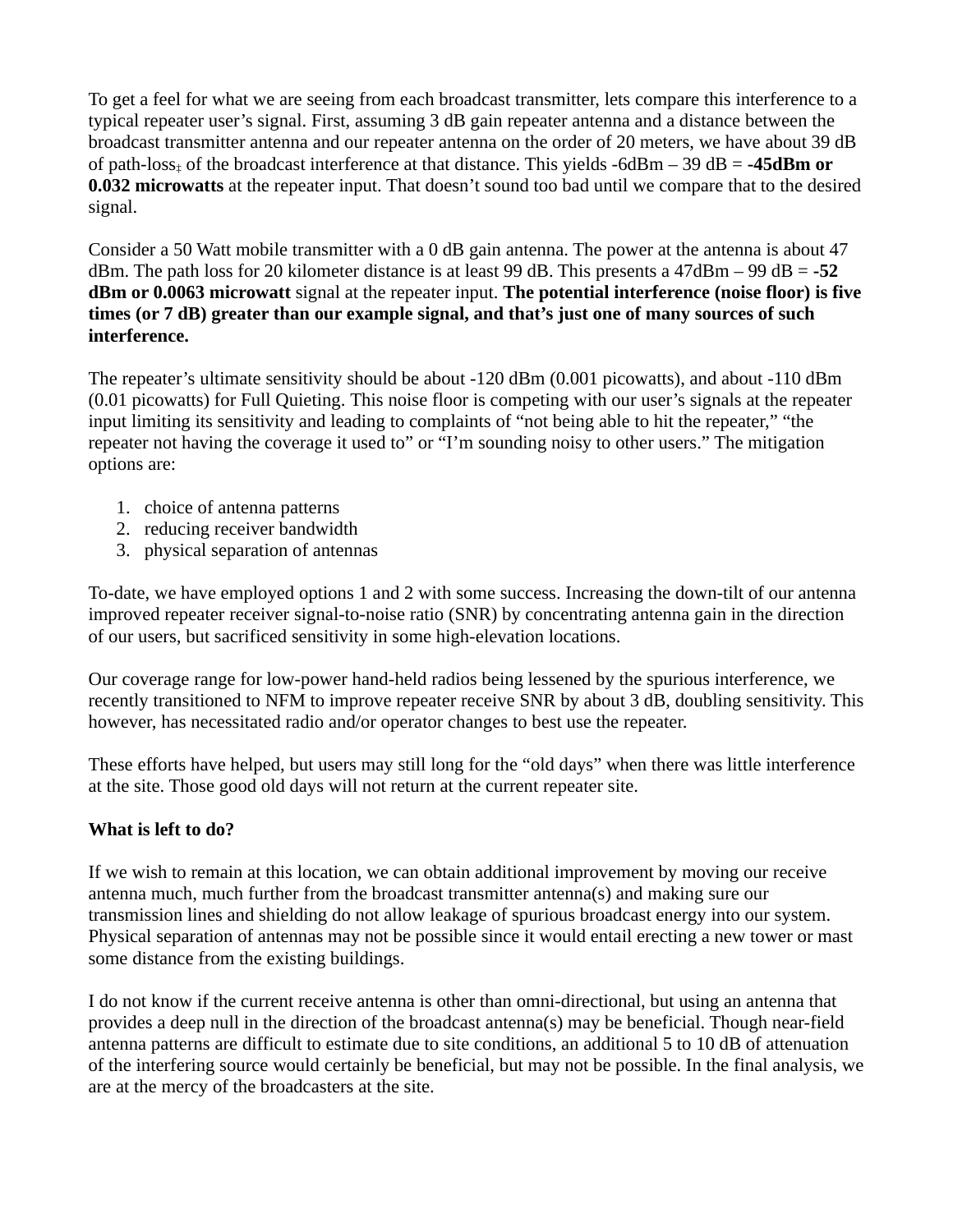To get a feel for what we are seeing from each broadcast transmitter, lets compare this interference to a typical repeater user's signal. First, assuming 3 dB gain repeater antenna and a distance between the broadcast transmitter antenna and our repeater antenna on the order of 20 meters, we have about 39 dB of path-loss‡ of the broadcast interference at that distance. This yields -6dBm – 39 dB = **-45dBm or 0.032 microwatts** at the repeater input. That doesn't sound too bad until we compare that to the desired signal.

Consider a 50 Watt mobile transmitter with a 0 dB gain antenna. The power at the antenna is about 47 dBm. The path loss for 20 kilometer distance is at least 99 dB. This presents a 47dBm – 99 dB = **-52 dBm or 0.0063 microwatt** signal at the repeater input. **The potential interference (noise floor) is five times (or 7 dB) greater than our example signal, and that's just one of many sources of such interference.**

The repeater's ultimate sensitivity should be about -120 dBm (0.001 picowatts), and about -110 dBm (0.01 picowatts) for Full Quieting. This noise floor is competing with our user's signals at the repeater input limiting its sensitivity and leading to complaints of "not being able to hit the repeater," "the repeater not having the coverage it used to" or "I'm sounding noisy to other users." The mitigation options are:

1. choice of antenna patterns
2. reducing receiver bandwidth
3. physical separation of antennas

To-date, we have employed options 1 and 2 with some success. Increasing the down-tilt of our antenna improved repeater receiver signal-to-noise ratio (SNR) by concentrating antenna gain in the direction of our users, but sacrificed sensitivity in some high-elevation locations.

Our coverage range for low-power hand-held radios being lessened by the spurious interference, we recently transitioned to NFM to improve repeater receive SNR by about 3 dB, doubling sensitivity. This however, has necessitated radio and/or operator changes to best use the repeater.

These efforts have helped, but users may still long for the "old days" when there was little interference at the site. Those good old days will not return at the current repeater site.

**What is left to do?**

If we wish to remain at this location, we can obtain additional improvement by moving our receive antenna much, much further from the broadcast transmitter antenna(s) and making sure our transmission lines and shielding do not allow leakage of spurious broadcast energy into our system. Physical separation of antennas may not be possible since it would entail erecting a new tower or mast some distance from the existing buildings.

I do not know if the current receive antenna is other than omni-directional, but using an antenna that provides a deep null in the direction of the broadcast antenna(s) may be beneficial. Though near-field antenna patterns are difficult to estimate due to site conditions, an additional 5 to 10 dB of attenuation of the interfering source would certainly be beneficial, but may not be possible. In the final analysis, we are at the mercy of the broadcasters at the site.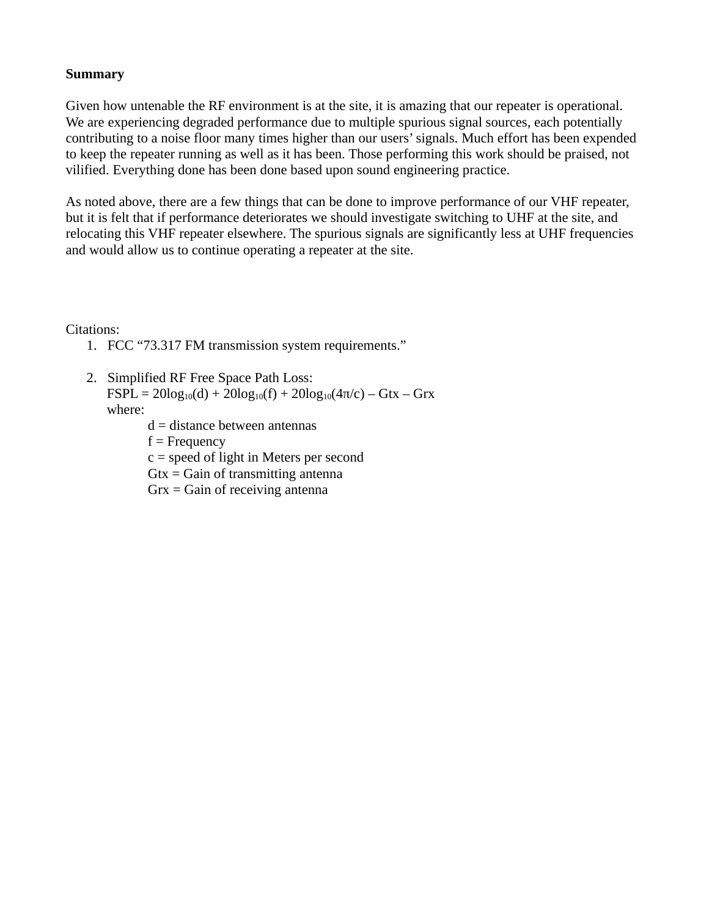**Summary**

Given how untenable the RF environment is at the site, it is amazing that our repeater is operational. We are experiencing degraded performance due to multiple spurious signal sources, each potentially contributing to a noise floor many times higher than our users' signals. Much effort has been expended to keep the repeater running as well as it has been. Those performing this work should be praised, not vilified. Everything done has been done based upon sound engineering practice.

As noted above, there are a few things that can be done to improve performance of our VHF repeater, but it is felt that if performance deteriorates we should investigate switching to UHF at the site, and relocating this VHF repeater elsewhere. The spurious signals are significantly less at UHF frequencies and would allow us to continue operating a repeater at the site.

Citations:

1. FCC "73.317 FM transmission system requirements."

2. Simplified RF Free Space Path Loss:

   $FSPL = 20\log_{10}(d) + 20\log_{10}(f) + 20\log_{10}(4\pi/c) - Gtx - Grx$

   where:

   d = distance between antennas

   f = Frequency

   c = speed of light in Meters per second

   Gtx = Gain of transmitting antenna

   Grx = Gain of receiving antenna